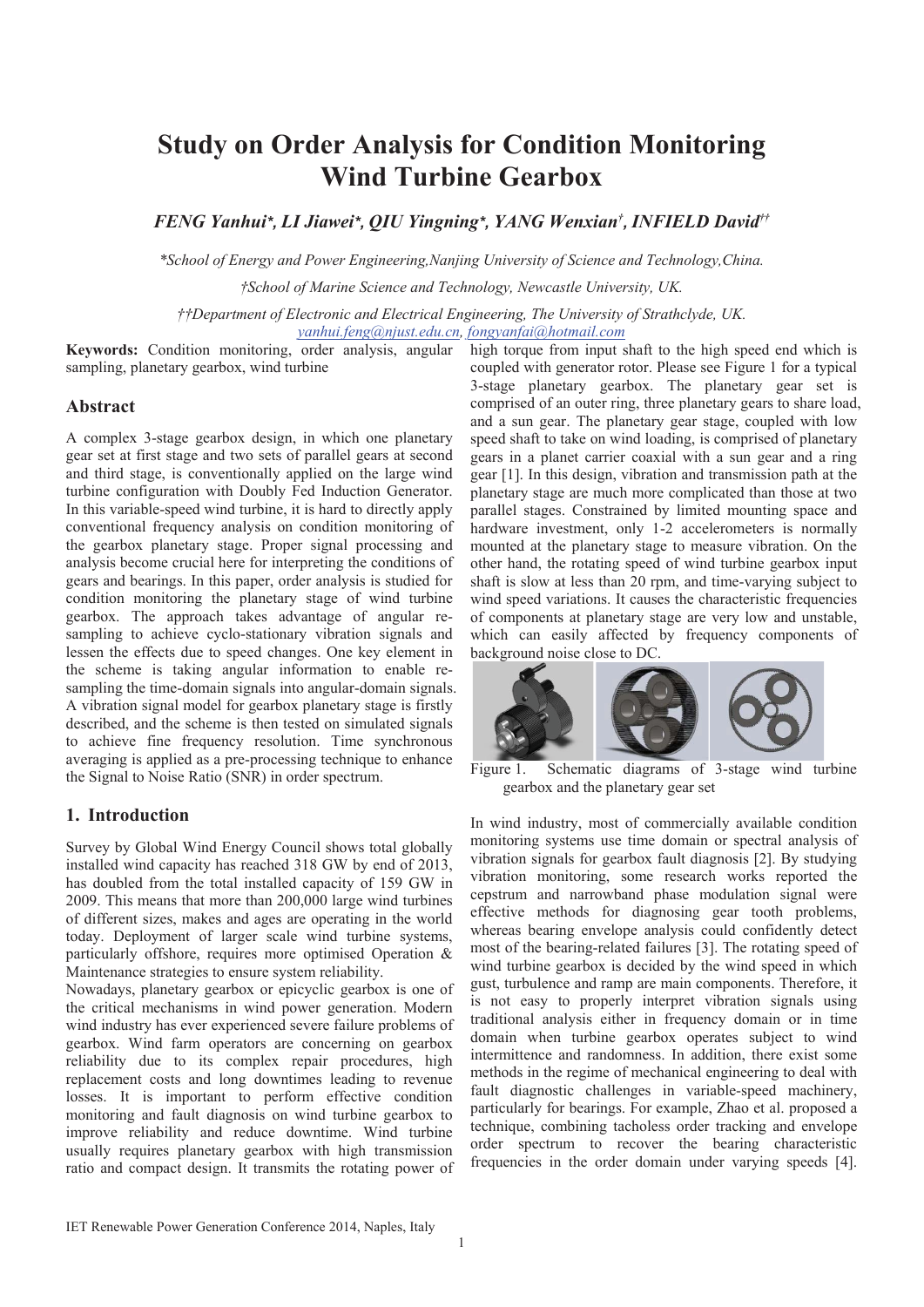# Study on Order Analysis for Condition Monitoring Wind Turbine Gearbox

***FENG Yanhui\*, LI Jiawei\*, QIU Yingning\*, YANG Wenxian†, INFIELD David††***

*\*School of Energy and Power Engineering,Nanjing University of Science and Technology,China.*

*†School of Marine Science and Technology, Newcastle University, UK.*

*††Department of Electronic and Electrical Engineering, The University of Strathclyde, UK.*

*yanhui.feng@njust.edu.cn, fongyanfai@hotmail.com*

**Keywords:** Condition monitoring, order analysis, angular sampling, planetary gearbox, wind turbine

## Abstract

A complex 3-stage gearbox design, in which one planetary gear set at first stage and two sets of parallel gears at second and third stage, is conventionally applied on the large wind turbine configuration with Doubly Fed Induction Generator. In this variable-speed wind turbine, it is hard to directly apply conventional frequency analysis on condition monitoring of the gearbox planetary stage. Proper signal processing and analysis become crucial here for interpreting the conditions of gears and bearings. In this paper, order analysis is studied for condition monitoring the planetary stage of wind turbine gearbox. The approach takes advantage of angular re-sampling to achieve cyclo-stationary vibration signals and lessen the effects due to speed changes. One key element in the scheme is taking angular information to enable re-sampling the time-domain signals into angular-domain signals. A vibration signal model for gearbox planetary stage is firstly described, and the scheme is then tested on simulated signals to achieve fine frequency resolution. Time synchronous averaging is applied as a pre-processing technique to enhance the Signal to Noise Ratio (SNR) in order spectrum.

## 1. Introduction

Survey by Global Wind Energy Council shows total globally installed wind capacity has reached 318 GW by end of 2013, has doubled from the total installed capacity of 159 GW in 2009. This means that more than 200,000 large wind turbines of different sizes, makes and ages are operating in the world today. Deployment of larger scale wind turbine systems, particularly offshore, requires more optimised Operation & Maintenance strategies to ensure system reliability.

Nowadays, planetary gearbox or epicyclic gearbox is one of the critical mechanisms in wind power generation. Modern wind industry has ever experienced severe failure problems of gearbox. Wind farm operators are concerning on gearbox reliability due to its complex repair procedures, high replacement costs and long downtimes leading to revenue losses. It is important to perform effective condition monitoring and fault diagnosis on wind turbine gearbox to improve reliability and reduce downtime. Wind turbine usually requires planetary gearbox with high transmission ratio and compact design. It transmits the rotating power of high torque from input shaft to the high speed end which is coupled with generator rotor. Please see Figure 1 for a typical 3-stage planetary gearbox. The planetary gear set is comprised of an outer ring, three planetary gears to share load, and a sun gear. The planetary gear stage, coupled with low speed shaft to take on wind loading, is comprised of planetary gears in a planet carrier coaxial with a sun gear and a ring gear [1]. In this design, vibration and transmission path at the planetary stage are much more complicated than those at two parallel stages. Constrained by limited mounting space and hardware investment, only 1-2 accelerometers is normally mounted at the planetary stage to measure vibration. On the other hand, the rotating speed of wind turbine gearbox input shaft is slow at less than 20 rpm, and time-varying subject to wind speed variations. It causes the characteristic frequencies of components at planetary stage are very low and unstable, which can easily affected by frequency components of background noise close to DC.

Figure 1. Schematic diagrams of 3-stage wind turbine gearbox and the planetary gear set

In wind industry, most of commercially available condition monitoring systems use time domain or spectral analysis of vibration signals for gearbox fault diagnosis [2]. By studying vibration monitoring, some research works reported the cepstrum and narrowband phase modulation signal were effective methods for diagnosing gear tooth problems, whereas bearing envelope analysis could confidently detect most of the bearing-related failures [3]. The rotating speed of wind turbine gearbox is decided by the wind speed in which gust, turbulence and ramp are main components. Therefore, it is not easy to properly interpret vibration signals using traditional analysis either in frequency domain or in time domain when turbine gearbox operates subject to wind intermittence and randomness. In addition, there exist some methods in the regime of mechanical engineering to deal with fault diagnostic challenges in variable-speed machinery, particularly for bearings. For example, Zhao et al. proposed a technique, combining tacholess order tracking and envelope order spectrum to recover the bearing characteristic frequencies in the order domain under varying speeds [4].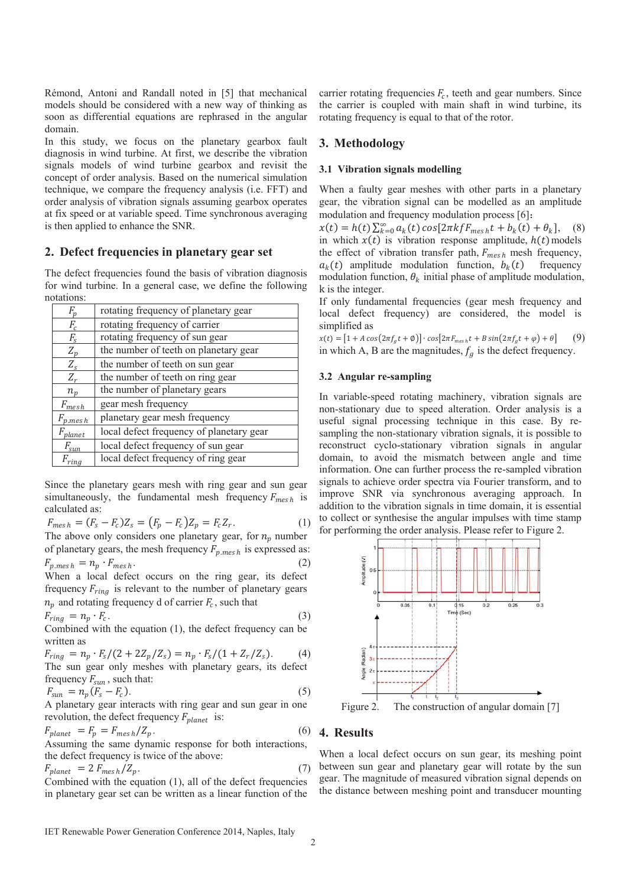Rémond, Antoni and Randall noted in [5] that mechanical models should be considered with a new way of thinking as soon as differential equations are rephrased in the angular domain.

In this study, we focus on the planetary gearbox fault diagnosis in wind turbine. At first, we describe the vibration signals models of wind turbine gearbox and revisit the concept of order analysis. Based on the numerical simulation technique, we compare the frequency analysis (i.e. FFT) and order analysis of vibration signals assuming gearbox operates at fix speed or at variable speed. Time synchronous averaging is then applied to enhance the SNR.

## 2. Defect frequencies in planetary gear set

The defect frequencies found the basis of vibration diagnosis for wind turbine. In a general case, we define the following notations:

| | |
|---|---|
| $F_p$ | rotating frequency of planetary gear |
| $F_c$ | rotating frequency of carrier |
| $F_s$ | rotating frequency of sun gear |
| $Z_p$ | the number of teeth on planetary gear |
| $Z_s$ | the number of teeth on sun gear |
| $Z_r$ | the number of teeth on ring gear |
| $n_p$ | the number of planetary gears |
| $F_{mesh}$ | gear mesh frequency |
| $F_{p.mesh}$ | planetary gear mesh frequency |
| $F_{planet}$ | local defect frequency of planetary gear |
| $F_{sun}$ | local defect frequency of sun gear |
| $F_{ring}$ | local defect frequency of ring gear |

Since the planetary gears mesh with ring gear and sun gear simultaneously, the fundamental mesh frequency $F_{mesh}$ is calculated as:

$$F_{mesh} = (F_s - F_c)Z_s = (F_p - F_c)Z_p = F_c Z_r. \quad (1)$$

The above only considers one planetary gear, for $n_p$ number of planetary gears, the mesh frequency $F_{p.mesh}$ is expressed as:

$$F_{p.mesh} = n_p \cdot F_{mesh}. \quad (2)$$

When a local defect occurs on the ring gear, its defect frequency $F_{ring}$ is relevant to the number of planetary gears $n_p$ and rotating frequency d of carrier $F_c$, such that

$$F_{ring} = n_p \cdot F_c. \quad (3)$$

Combined with the equation (1), the defect frequency can be written as

$$F_{ring} = n_p \cdot F_s/(2 + 2Z_p/Z_s) = n_p \cdot F_s/(1 + Z_r/Z_s). \quad (4)$$

The sun gear only meshes with planetary gears, its defect frequency $F_{sun}$, such that:

$$F_{sun} = n_p(F_s - F_c). \quad (5)$$

A planetary gear interacts with ring gear and sun gear in one revolution, the defect frequency $F_{planet}$ is:

$$F_{planet} = F_p = F_{mesh}/Z_p. \quad (6)$$

Assuming the same dynamic response for both interactions, the defect frequency is twice of the above:

$$F_{planet} = 2\, F_{mesh}/Z_p. \quad (7)$$

Combined with the equation (1), all of the defect frequencies in planetary gear set can be written as a linear function of the carrier rotating frequencies $F_c$, teeth and gear numbers. Since the carrier is coupled with main shaft in wind turbine, its rotating frequency is equal to that of the rotor.

## 3. Methodology

### 3.1 Vibration signals modelling

When a faulty gear meshes with other parts in a planetary gear, the vibration signal can be modelled as an amplitude modulation and frequency modulation process [6]:

$$x(t) = h(t)\sum_{k=0}^{\infty} a_k(t)\cos[2\pi k f F_{mesh} t + b_k(t) + \theta_k], \quad (8)$$

in which $x(t)$ is vibration response amplitude, $h(t)$ models the effect of vibration transfer path, $F_{mesh}$ mesh frequency, $a_k(t)$ amplitude modulation function, $b_k(t)$ frequency modulation function, $\theta_k$ initial phase of amplitude modulation, k is the integer.

If only fundamental frequencies (gear mesh frequency and local defect frequency) are considered, the model is simplified as

$$x(t) = [1 + A\cos(2\pi f_g t + \emptyset)] \cdot \cos[2\pi F_{mesh} t + B\sin(2\pi f_g t + \varphi) + \theta] \quad (9)$$

in which A, B are the magnitudes, $f_g$ is the defect frequency.

### 3.2 Angular re-sampling

In variable-speed rotating machinery, vibration signals are non-stationary due to speed alteration. Order analysis is a useful signal processing technique in this case. By re-sampling the non-stationary vibration signals, it is possible to reconstruct cyclo-stationary vibration signals in angular domain, to avoid the mismatch between angle and time information. One can further process the re-sampled vibration signals to achieve order spectra via Fourier transform, and to improve SNR via synchronous averaging approach. In addition to the vibration signals in time domain, it is essential to collect or synthesise the angular impulses with time stamp for performing the order analysis. Please refer to Figure 2.

Figure 2. The construction of angular domain [7]

## 4. Results

When a local defect occurs on sun gear, its meshing point between sun gear and planetary gear will rotate by the sun gear. The magnitude of measured vibration signal depends on the distance between meshing point and transducer mounting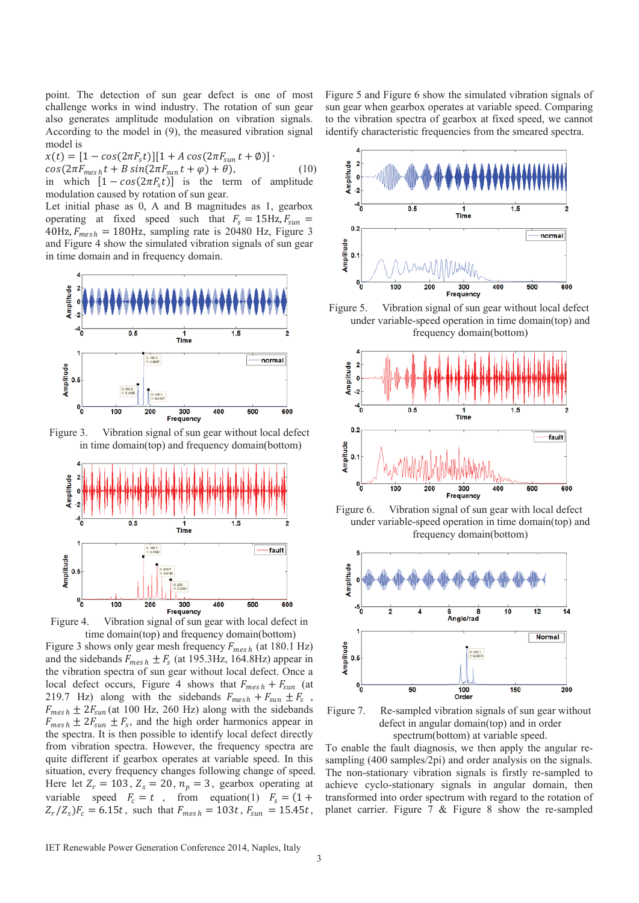point. The detection of sun gear defect is one of most challenge works in wind industry. The rotation of sun gear also generates amplitude modulation on vibration signals. According to the model in (9), the measured vibration signal model is

$$x(t) = [1 - cos(2\pi F_s t)][1 + A\,cos(2\pi F_{sun} t + \emptyset)] \cdot cos(2\pi F_{mesh} t + B\,sin(2\pi F_{sun} t + \varphi) + \theta), \quad (10)$$

in which $[1 - cos(2\pi F_s t)]$ is the term of amplitude modulation caused by rotation of sun gear.

Let initial phase as 0, A and B magnitudes as 1, gearbox operating at fixed speed such that $F_s = 15$Hz, $F_{sun} = 40$Hz, $F_{mesh} = 180$Hz, sampling rate is 20480 Hz, Figure 3 and Figure 4 show the simulated vibration signals of sun gear in time domain and in frequency domain.

Figure 3. Vibration signal of sun gear without local defect in time domain(top) and frequency domain(bottom)

Figure 4. Vibration signal of sun gear with local defect in time domain(top) and frequency domain(bottom)

Figure 3 shows only gear mesh frequency $F_{mesh}$ (at 180.1 Hz) and the sidebands $F_{mesh} \pm F_s$ (at 195.3Hz, 164.8Hz) appear in the vibration spectra of sun gear without local defect. Once a local defect occurs, Figure 4 shows that $F_{mesh} + F_{sun}$ (at 219.7 Hz) along with the sidebands $F_{mesh} + F_{sun} \pm F_s$, $F_{mesh} \pm 2F_{sun}$ (at 100 Hz, 260 Hz) along with the sidebands $F_{mesh} \pm 2F_{sun} \pm F_s$, and the high order harmonics appear in the spectra. It is then possible to identify local defect directly from vibration spectra. However, the frequency spectra are quite different if gearbox operates at variable speed. In this situation, every frequency changes following change of speed. Here let $Z_r = 103$, $Z_s = 20$, $n_p = 3$, gearbox operating at variable speed $F_c = t$, from equation(1) $F_s = (1 + Z_r/Z_s)F_c = 6.15t$, such that $F_{mesh} = 103t$, $F_{sun} = 15.45t$, Figure 5 and Figure 6 show the simulated vibration signals of sun gear when gearbox operates at variable speed. Comparing to the vibration spectra of gearbox at fixed speed, we cannot identify characteristic frequencies from the smeared spectra.

Figure 5. Vibration signal of sun gear without local defect under variable-speed operation in time domain(top) and frequency domain(bottom)

Figure 6. Vibration signal of sun gear with local defect under variable-speed operation in time domain(top) and frequency domain(bottom)

Figure 7. Re-sampled vibration signals of sun gear without defect in angular domain(top) and in order spectrum(bottom) at variable speed.

To enable the fault diagnosis, we then apply the angular re-sampling (400 samples/2pi) and order analysis on the signals. The non-stationary vibration signals is firstly re-sampled to achieve cyclo-stationary signals in angular domain, then transformed into order spectrum with regard to the rotation of planet carrier. Figure 7 & Figure 8 show the re-sampled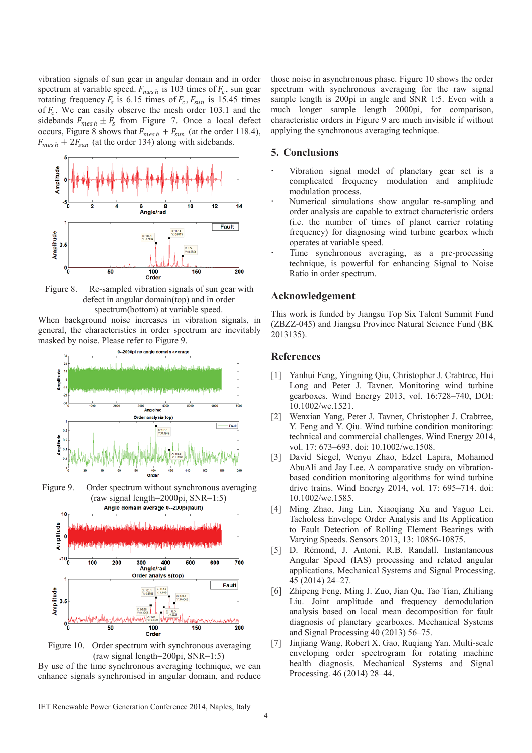vibration signals of sun gear in angular domain and in order spectrum at variable speed. $F_{mesh}$ is 103 times of $F_c$, sun gear rotating frequency $F_s$ is 6.15 times of $F_c$, $F_{sun}$ is 15.45 times of $F_c$. We can easily observe the mesh order 103.1 and the sidebands $F_{mesh} \pm F_s$ from Figure 7. Once a local defect occurs, Figure 8 shows that $F_{mesh} + F_{sun}$ (at the order 118.4), $F_{mesh} + 2F_{sun}$ (at the order 134) along with sidebands.

Amplitude
Angle/rad
Amplitude
Order
Fault
X: 103.1 Y: 0.5294
X: 118.4 Y: 0.6415
X: 134 Y: 0.2554

Figure 8. Re-sampled vibration signals of sun gear with defect in angular domain(top) and in order spectrum(bottom) at variable speed.

When background noise increases in vibration signals, in general, the characteristics in order spectrum are inevitably masked by noise. Please refer to Figure 9.

0--2000pi no angle domain average
Amplitude
Anglerad
Order analysis(top)
Amplitude
Order
Fault
X: 103.1 Y: 0.8949
X: 118.6 Y: 0.3606

Figure 9. Order spectrum without synchronous averaging (raw signal length=2000pi, SNR=1:5)

Angle domain average 0--200pi(fault)
Amplitude
Angle/rad
Order analysis(top)
Amplitude
Order
Fault
X: 103.1 Y: 0.5798
X: 118.4 Y: 0.696
X: 134.0 Y: 0.4542
X: 96.88 Y: 0.4053
X: 109 Y: 0.2429
X: 112.5 Y: 0.3321

Figure 10. Order spectrum with synchronous averaging (raw signal length=200pi, SNR=1:5)

By use of the time synchronous averaging technique, we can enhance signals synchronised in angular domain, and reduce those noise in asynchronous phase. Figure 10 shows the order spectrum with synchronous averaging for the raw signal sample length is 200pi in angle and SNR 1:5. Even with a much longer sample length 2000pi, for comparison, characteristic orders in Figure 9 are much invisible if without applying the synchronous averaging technique.

## 5. Conclusions

- Vibration signal model of planetary gear set is a complicated frequency modulation and amplitude modulation process.
- Numerical simulations show angular re-sampling and order analysis are capable to extract characteristic orders (i.e. the number of times of planet carrier rotating frequency) for diagnosing wind turbine gearbox which operates at variable speed.
- Time synchronous averaging, as a pre-processing technique, is powerful for enhancing Signal to Noise Ratio in order spectrum.

## Acknowledgement

This work is funded by Jiangsu Top Six Talent Summit Fund (ZBZZ-045) and Jiangsu Province Natural Science Fund (BK 2013135).

## References

[1] Yanhui Feng, Yingning Qiu, Christopher J. Crabtree, Hui Long and Peter J. Tavner. Monitoring wind turbine gearboxes. Wind Energy 2013, vol. 16:728–740, DOI: 10.1002/we.1521.

[2] Wenxian Yang, Peter J. Tavner, Christopher J. Crabtree, Y. Feng and Y. Qiu. Wind turbine condition monitoring: technical and commercial challenges. Wind Energy 2014, vol. 17: 673–693. doi: 10.1002/we.1508.

[3] David Siegel, Wenyu Zhao, Edzel Lapira, Mohamed AbuAli and Jay Lee. A comparative study on vibration-based condition monitoring algorithms for wind turbine drive trains. Wind Energy 2014, vol. 17: 695–714. doi: 10.1002/we.1585.

[4] Ming Zhao, Jing Lin, Xiaoqiang Xu and Yaguo Lei. Tacholess Envelope Order Analysis and Its Application to Fault Detection of Rolling Element Bearings with Varying Speeds. Sensors 2013, 13: 10856-10875.

[5] D. Rémond, J. Antoni, R.B. Randall. Instantaneous Angular Speed (IAS) processing and related angular applications. Mechanical Systems and Signal Processing. 45 (2014) 24–27.

[6] Zhipeng Feng, Ming J. Zuo, Jian Qu, Tao Tian, Zhiliang Liu. Joint amplitude and frequency demodulation analysis based on local mean decomposition for fault diagnosis of planetary gearboxes. Mechanical Systems and Signal Processing 40 (2013) 56–75.

[7] Jinjiang Wang, Robert X. Gao, Ruqiang Yan. Multi-scale enveloping order spectrogram for rotating machine health diagnosis. Mechanical Systems and Signal Processing. 46 (2014) 28–44.